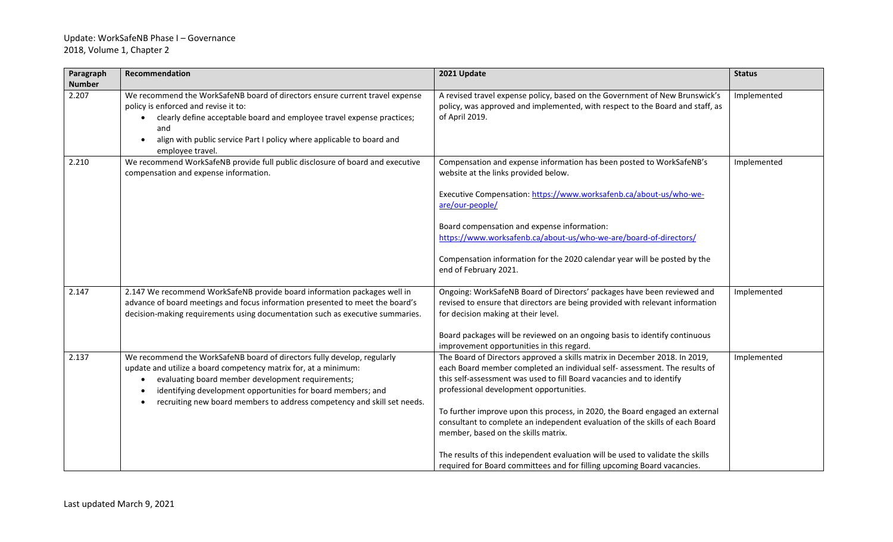Update: WorkSafeNB Phase I – Governance
2018, Volume 1, Chapter 2

| Paragraph Number | Recommendation | 2021 Update | Status |
|---|---|---|---|
| 2.207 | We recommend the WorkSafeNB board of directors ensure current travel expense policy is enforced and revise it to: <br>• clearly define acceptable board and employee travel expense practices; and <br>• align with public service Part I policy where applicable to board and employee travel. | A revised travel expense policy, based on the Government of New Brunswick's policy, was approved and implemented, with respect to the Board and staff, as of April 2019. | Implemented |
| 2.210 | We recommend WorkSafeNB provide full public disclosure of board and executive compensation and expense information. | Compensation and expense information has been posted to WorkSafeNB's website at the links provided below. <br><br>Executive Compensation: https://www.worksafenb.ca/about-us/who-we-are/our-people/ <br><br>Board compensation and expense information: https://www.worksafenb.ca/about-us/who-we-are/board-of-directors/ <br><br>Compensation information for the 2020 calendar year will be posted by the end of February 2021. | Implemented |
| 2.147 | 2.147 We recommend WorkSafeNB provide board information packages well in advance of board meetings and focus information presented to meet the board's decision-making requirements using documentation such as executive summaries. | Ongoing: WorkSafeNB Board of Directors' packages have been reviewed and revised to ensure that directors are being provided with relevant information for decision making at their level. <br><br>Board packages will be reviewed on an ongoing basis to identify continuous improvement opportunities in this regard. | Implemented |
| 2.137 | We recommend the WorkSafeNB board of directors fully develop, regularly update and utilize a board competency matrix for, at a minimum: <br>• evaluating board member development requirements; <br>• identifying development opportunities for board members; and <br>• recruiting new board members to address competency and skill set needs. | The Board of Directors approved a skills matrix in December 2018. In 2019, each Board member completed an individual self- assessment. The results of this self-assessment was used to fill Board vacancies and to identify professional development opportunities. <br><br>To further improve upon this process, in 2020, the Board engaged an external consultant to complete an independent evaluation of the skills of each Board member, based on the skills matrix. <br><br>The results of this independent evaluation will be used to validate the skills required for Board committees and for filling upcoming Board vacancies. | Implemented |

Last updated March 9, 2021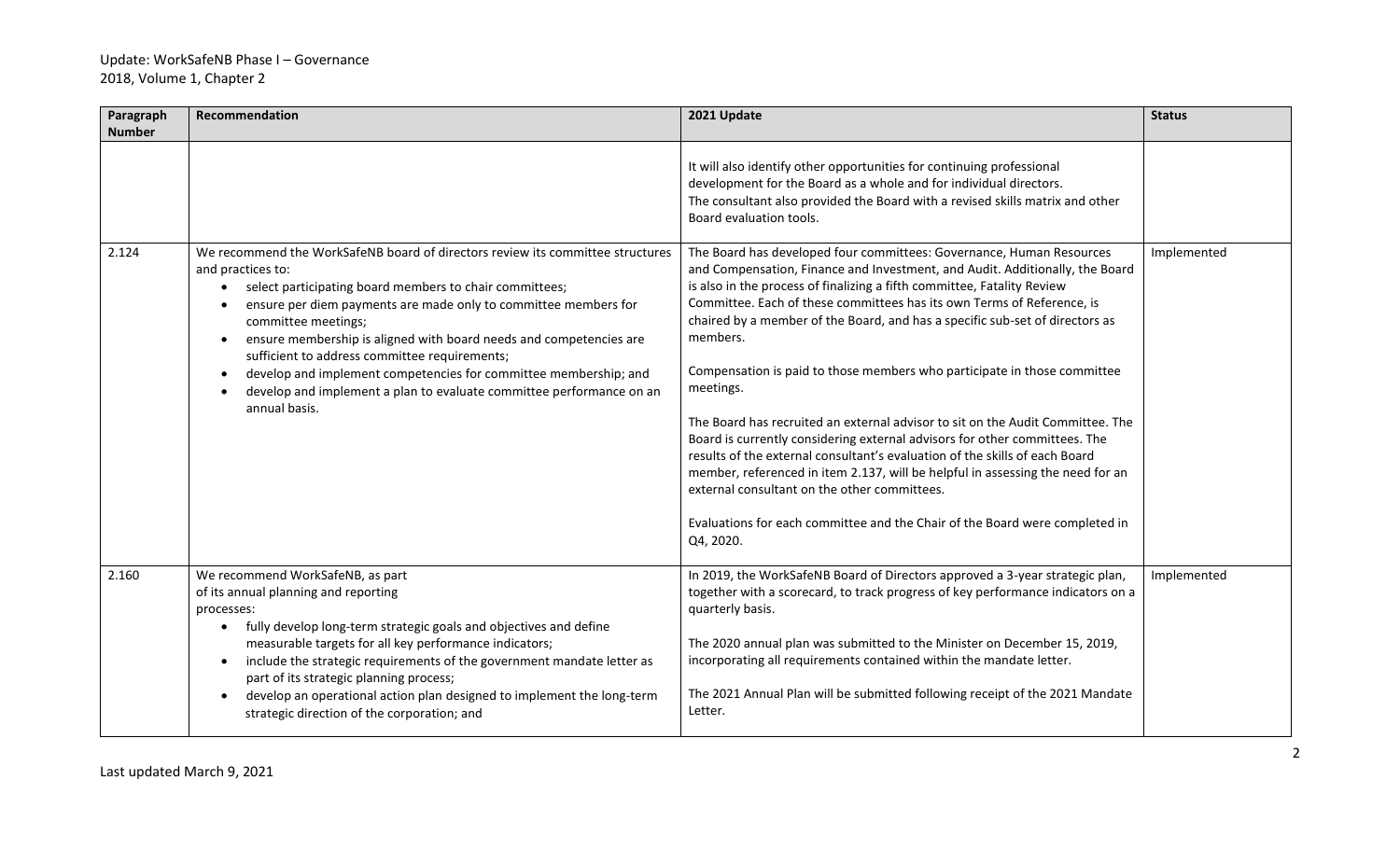Update: WorkSafeNB Phase I – Governance
2018, Volume 1, Chapter 2

| Paragraph Number | Recommendation | 2021 Update | Status |
|---|---|---|---|
| | | It will also identify other opportunities for continuing professional development for the Board as a whole and for individual directors.<br>The consultant also provided the Board with a revised skills matrix and other Board evaluation tools. | |
| 2.124 | We recommend the WorkSafeNB board of directors review its committee structures and practices to:<br>• select participating board members to chair committees;<br>• ensure per diem payments are made only to committee members for committee meetings;<br>• ensure membership is aligned with board needs and competencies are sufficient to address committee requirements;<br>• develop and implement competencies for committee membership; and<br>• develop and implement a plan to evaluate committee performance on an annual basis. | The Board has developed four committees: Governance, Human Resources and Compensation, Finance and Investment, and Audit. Additionally, the Board is also in the process of finalizing a fifth committee, Fatality Review Committee. Each of these committees has its own Terms of Reference, is chaired by a member of the Board, and has a specific sub-set of directors as members.<br><br>Compensation is paid to those members who participate in those committee meetings.<br><br>The Board has recruited an external advisor to sit on the Audit Committee. The Board is currently considering external advisors for other committees. The results of the external consultant's evaluation of the skills of each Board member, referenced in item 2.137, will be helpful in assessing the need for an external consultant on the other committees.<br><br>Evaluations for each committee and the Chair of the Board were completed in Q4, 2020. | Implemented |
| 2.160 | We recommend WorkSafeNB, as part of its annual planning and reporting processes:<br>• fully develop long-term strategic goals and objectives and define measurable targets for all key performance indicators;<br>• include the strategic requirements of the government mandate letter as part of its strategic planning process;<br>• develop an operational action plan designed to implement the long-term strategic direction of the corporation; and | In 2019, the WorkSafeNB Board of Directors approved a 3-year strategic plan, together with a scorecard, to track progress of key performance indicators on a quarterly basis.<br><br>The 2020 annual plan was submitted to the Minister on December 15, 2019, incorporating all requirements contained within the mandate letter.<br><br>The 2021 Annual Plan will be submitted following receipt of the 2021 Mandate Letter. | Implemented |

Last updated March 9, 2021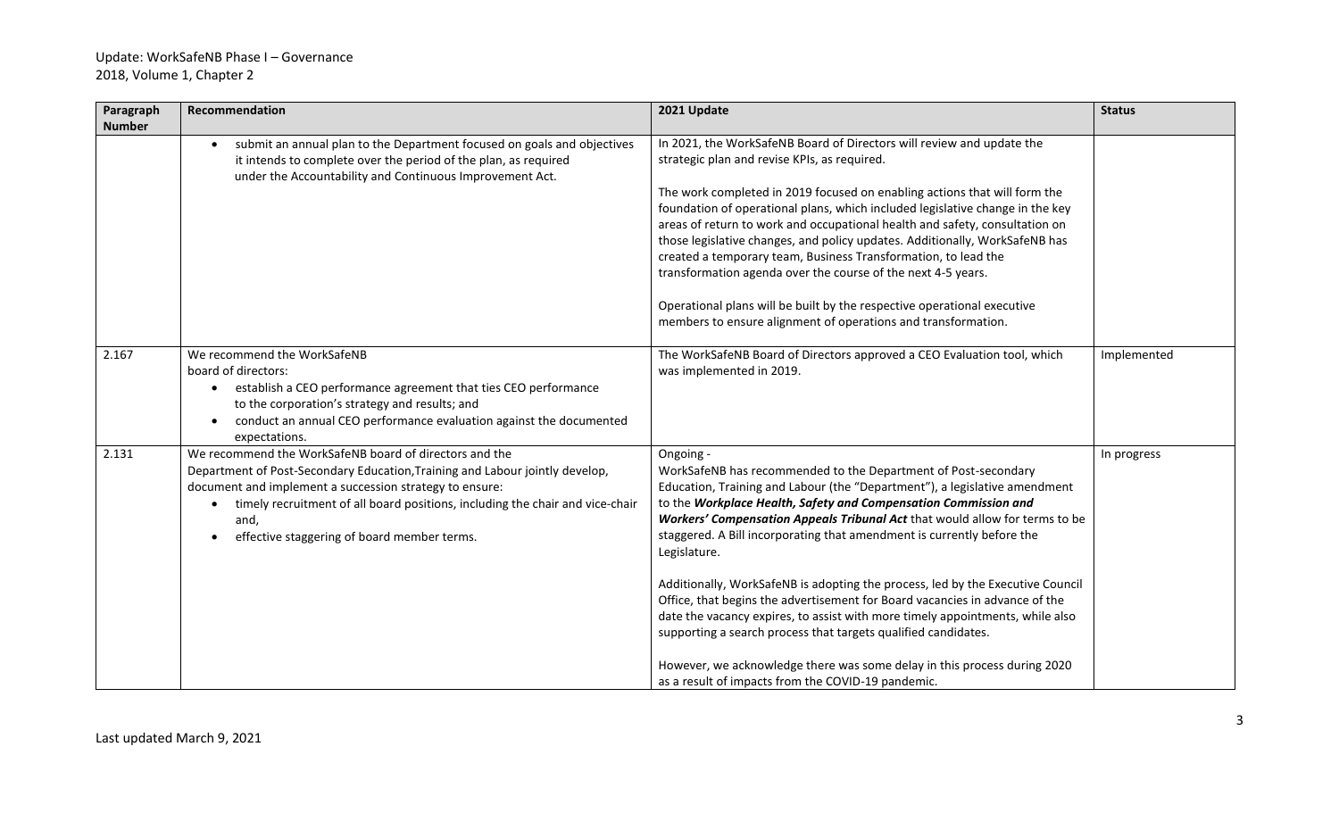Update: WorkSafeNB Phase I – Governance
2018, Volume 1, Chapter 2

| Paragraph Number | Recommendation | 2021 Update | Status |
|---|---|---|---|
| | • submit an annual plan to the Department focused on goals and objectives it intends to complete over the period of the plan, as required under the Accountability and Continuous Improvement Act. | In 2021, the WorkSafeNB Board of Directors will review and update the strategic plan and revise KPIs, as required.<br><br>The work completed in 2019 focused on enabling actions that will form the foundation of operational plans, which included legislative change in the key areas of return to work and occupational health and safety, consultation on those legislative changes, and policy updates. Additionally, WorkSafeNB has created a temporary team, Business Transformation, to lead the transformation agenda over the course of the next 4-5 years.<br><br>Operational plans will be built by the respective operational executive members to ensure alignment of operations and transformation. | |
| 2.167 | We recommend the WorkSafeNB board of directors:<br>• establish a CEO performance agreement that ties CEO performance to the corporation's strategy and results; and<br>• conduct an annual CEO performance evaluation against the documented expectations. | The WorkSafeNB Board of Directors approved a CEO Evaluation tool, which was implemented in 2019. | Implemented |
| 2.131 | We recommend the WorkSafeNB board of directors and the Department of Post-Secondary Education,Training and Labour jointly develop, document and implement a succession strategy to ensure:<br>• timely recruitment of all board positions, including the chair and vice-chair and,<br>• effective staggering of board member terms. | Ongoing -<br>WorkSafeNB has recommended to the Department of Post-secondary Education, Training and Labour (the "Department"), a legislative amendment to the ***Workplace Health, Safety and Compensation Commission and Workers' Compensation Appeals Tribunal Act*** that would allow for terms to be staggered. A Bill incorporating that amendment is currently before the Legislature.<br><br>Additionally, WorkSafeNB is adopting the process, led by the Executive Council Office, that begins the advertisement for Board vacancies in advance of the date the vacancy expires, to assist with more timely appointments, while also supporting a search process that targets qualified candidates.<br><br>However, we acknowledge there was some delay in this process during 2020 as a result of impacts from the COVID-19 pandemic. | In progress |

Last updated March 9, 2021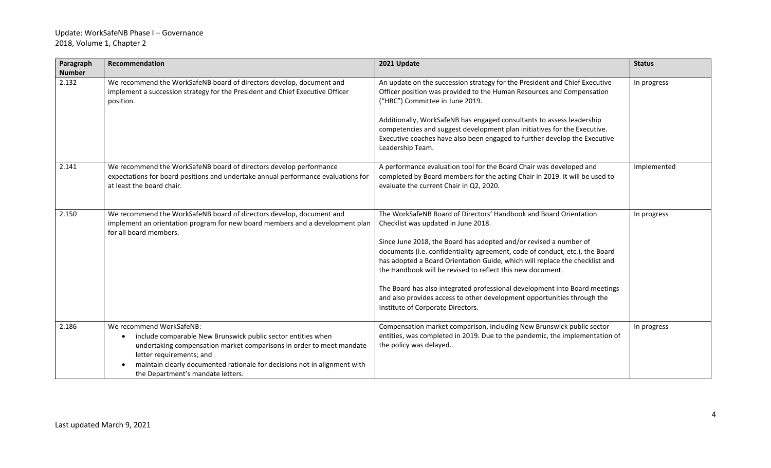Update: WorkSafeNB Phase I – Governance
2018, Volume 1, Chapter 2

| Paragraph Number | Recommendation | 2021 Update | Status |
|---|---|---|---|
| 2.132 | We recommend the WorkSafeNB board of directors develop, document and implement a succession strategy for the President and Chief Executive Officer position. | An update on the succession strategy for the President and Chief Executive Officer position was provided to the Human Resources and Compensation ("HRC") Committee in June 2019.<br><br>Additionally, WorkSafeNB has engaged consultants to assess leadership competencies and suggest development plan initiatives for the Executive. Executive coaches have also been engaged to further develop the Executive Leadership Team. | In progress |
| 2.141 | We recommend the WorkSafeNB board of directors develop performance expectations for board positions and undertake annual performance evaluations for at least the board chair. | A performance evaluation tool for the Board Chair was developed and completed by Board members for the acting Chair in 2019. It will be used to evaluate the current Chair in Q2, 2020. | Implemented |
| 2.150 | We recommend the WorkSafeNB board of directors develop, document and implement an orientation program for new board members and a development plan for all board members. | The WorkSafeNB Board of Directors' Handbook and Board Orientation Checklist was updated in June 2018.<br><br>Since June 2018, the Board has adopted and/or revised a number of documents (i.e. confidentiality agreement, code of conduct, etc.), the Board has adopted a Board Orientation Guide, which will replace the checklist and the Handbook will be revised to reflect this new document.<br><br>The Board has also integrated professional development into Board meetings and also provides access to other development opportunities through the Institute of Corporate Directors. | In progress |
| 2.186 | We recommend WorkSafeNB:<br>• include comparable New Brunswick public sector entities when undertaking compensation market comparisons in order to meet mandate letter requirements; and<br>• maintain clearly documented rationale for decisions not in alignment with the Department's mandate letters. | Compensation market comparison, including New Brunswick public sector entities, was completed in 2019. Due to the pandemic, the implementation of the policy was delayed. | In progress |

Last updated March 9, 2021